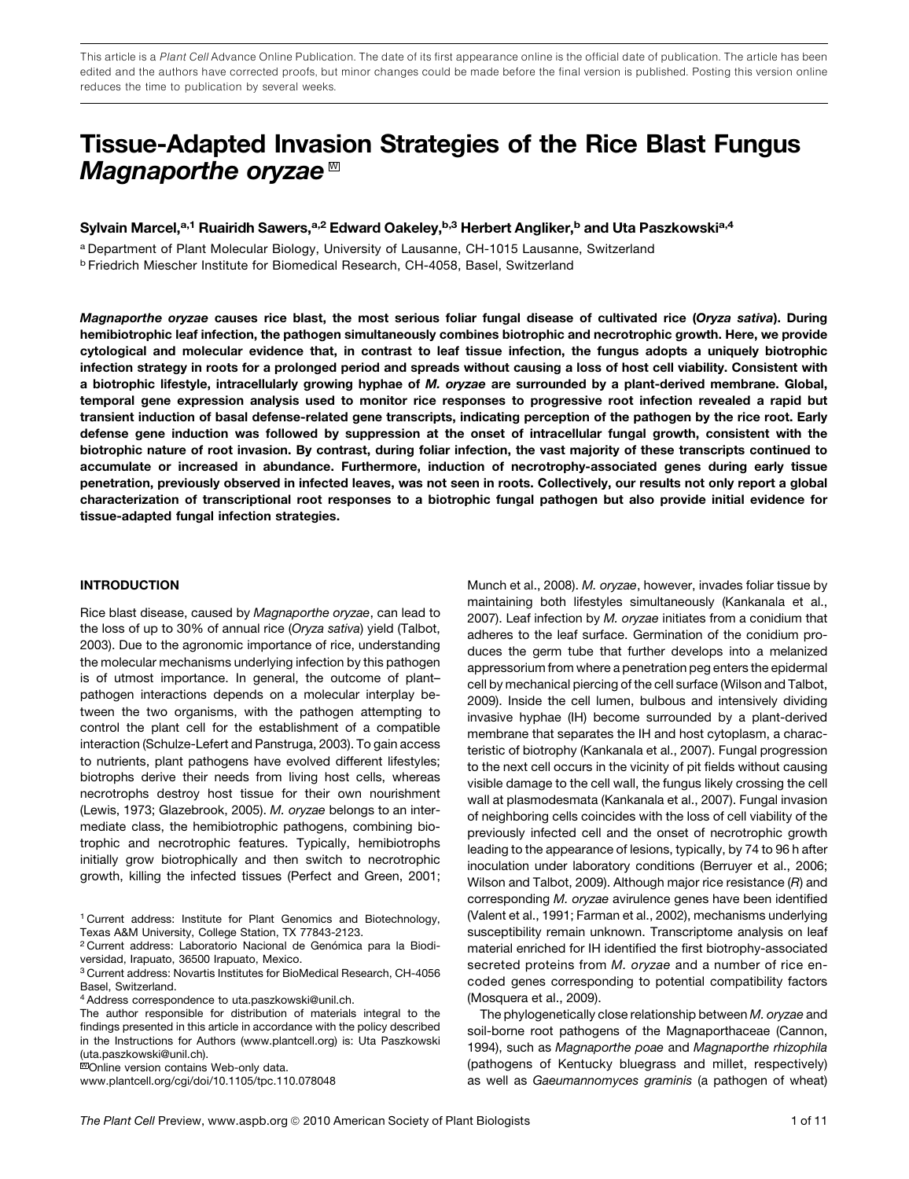This article is a *Plant Cell* Advance Online Publication. The date of its first appearance online is the official date of publication. The article has been edited and the authors have corrected proofs, but minor changes could be made before the final version is published. Posting this version online reduces the time to publication by several weeks.

# Tissue-Adapted Invasion Strategies of the Rice Blast Fungus *Magnaporthe oryzae* [W]

**Sylvain Marcel,[a,1] Ruairidh Sawers,[a,2] Edward Oakeley,[b,3] Herbert Angliker,[b] and Uta Paszkowski[a,4]**

[a] Department of Plant Molecular Biology, University of Lausanne, CH-1015 Lausanne, Switzerland
[b] Friedrich Miescher Institute for Biomedical Research, CH-4058, Basel, Switzerland

***Magnaporthe oryzae*** **causes rice blast, the most serious foliar fungal disease of cultivated rice (*Oryza sativa*). During hemibiotrophic leaf infection, the pathogen simultaneously combines biotrophic and necrotrophic growth. Here, we provide cytological and molecular evidence that, in contrast to leaf tissue infection, the fungus adopts a uniquely biotrophic infection strategy in roots for a prolonged period and spreads without causing a loss of host cell viability. Consistent with a biotrophic lifestyle, intracellularly growing hyphae of *M. oryzae* are surrounded by a plant-derived membrane. Global, temporal gene expression analysis used to monitor rice responses to progressive root infection revealed a rapid but transient induction of basal defense-related gene transcripts, indicating perception of the pathogen by the rice root. Early defense gene induction was followed by suppression at the onset of intracellular fungal growth, consistent with the biotrophic nature of root invasion. By contrast, during foliar infection, the vast majority of these transcripts continued to accumulate or increased in abundance. Furthermore, induction of necrotrophy-associated genes during early tissue penetration, previously observed in infected leaves, was not seen in roots. Collectively, our results not only report a global characterization of transcriptional root responses to a biotrophic fungal pathogen but also provide initial evidence for tissue-adapted fungal infection strategies.**

## INTRODUCTION

Rice blast disease, caused by *Magnaporthe oryzae*, can lead to the loss of up to 30% of annual rice (*Oryza sativa*) yield (Talbot, 2003). Due to the agronomic importance of rice, understanding the molecular mechanisms underlying infection by this pathogen is of utmost importance. In general, the outcome of plant–pathogen interactions depends on a molecular interplay between the two organisms, with the pathogen attempting to control the plant cell for the establishment of a compatible interaction (Schulze-Lefert and Panstruga, 2003). To gain access to nutrients, plant pathogens have evolved different lifestyles; biotrophs derive their needs from living host cells, whereas necrotrophs destroy host tissue for their own nourishment (Lewis, 1973; Glazebrook, 2005). *M. oryzae* belongs to an intermediate class, the hemibiotrophic pathogens, combining biotrophic and necrotrophic features. Typically, hemibiotrophs initially grow biotrophically and then switch to necrotrophic growth, killing the infected tissues (Perfect and Green, 2001; Munch et al., 2008). *M. oryzae*, however, invades foliar tissue by maintaining both lifestyles simultaneously (Kankanala et al., 2007). Leaf infection by *M. oryzae* initiates from a conidium that adheres to the leaf surface. Germination of the conidium produces the germ tube that further develops into a melanized appressorium from where a penetration peg enters the epidermal cell by mechanical piercing of the cell surface (Wilson and Talbot, 2009). Inside the cell lumen, bulbous and intensively dividing invasive hyphae (IH) become surrounded by a plant-derived membrane that separates the IH and host cytoplasm, a characteristic of biotrophy (Kankanala et al., 2007). Fungal progression to the next cell occurs in the vicinity of pit fields without causing visible damage to the cell wall, the fungus likely crossing the cell wall at plasmodesmata (Kankanala et al., 2007). Fungal invasion of neighboring cells coincides with the loss of cell viability of the previously infected cell and the onset of necrotrophic growth leading to the appearance of lesions, typically, by 74 to 96 h after inoculation under laboratory conditions (Berruyer et al., 2006; Wilson and Talbot, 2009). Although major rice resistance (*R*) and corresponding *M. oryzae* avirulence genes have been identified (Valent et al., 1991; Farman et al., 2002), mechanisms underlying susceptibility remain unknown. Transcriptome analysis on leaf material enriched for IH identified the first biotrophy-associated secreted proteins from *M. oryzae* and a number of rice encoded genes corresponding to potential compatibility factors (Mosquera et al., 2009).

The phylogenetically close relationship between *M. oryzae* and soil-borne root pathogens of the Magnaporthaceae (Cannon, 1994), such as *Magnaporthe poae* and *Magnaporthe rhizophila* (pathogens of Kentucky bluegrass and millet, respectively) as well as *Gaeumannomyces graminis* (a pathogen of wheat)

[1] Current address: Institute for Plant Genomics and Biotechnology, Texas A&M University, College Station, TX 77843-2123.
[2] Current address: Laboratorio Nacional de Genómica para la Biodiversidad, Irapuato, 36500 Irapuato, Mexico.
[3] Current address: Novartis Institutes for BioMedical Research, CH-4056 Basel, Switzerland.
[4] Address correspondence to uta.paszkowski@unil.ch.

The author responsible for distribution of materials integral to the findings presented in this article in accordance with the policy described in the Instructions for Authors (www.plantcell.org) is: Uta Paszkowski (uta.paszkowski@unil.ch).

[W] Online version contains Web-only data.

www.plantcell.org/cgi/doi/10.1105/tpc.110.078048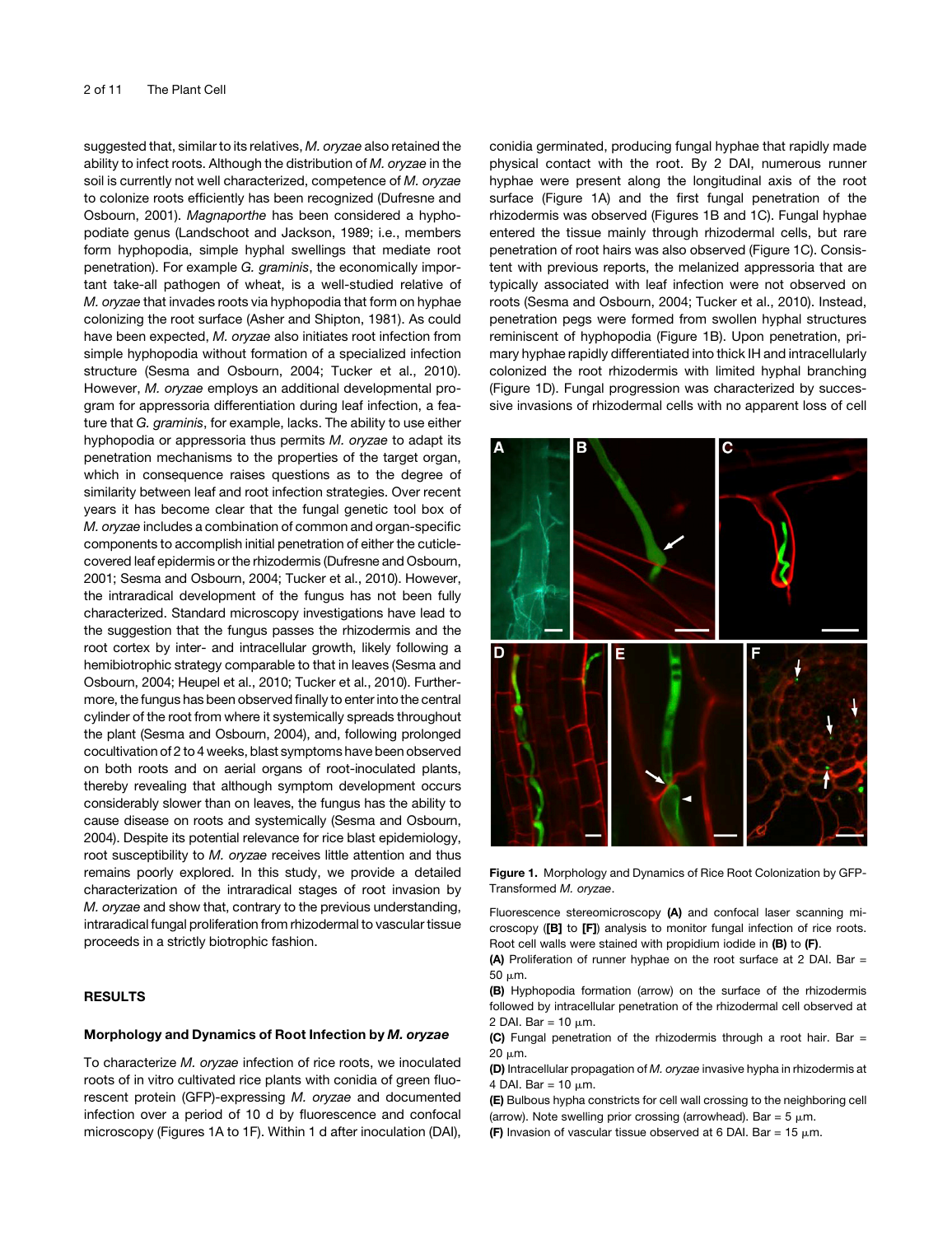suggested that, similar to its relatives, *M. oryzae* also retained the ability to infect roots. Although the distribution of *M. oryzae* in the soil is currently not well characterized, competence of *M. oryzae* to colonize roots efficiently has been recognized (Dufresne and Osbourn, 2001). *Magnaporthe* has been considered a hyphopodiate genus (Landschoot and Jackson, 1989; i.e., members form hyphopodia, simple hyphal swellings that mediate root penetration). For example *G. graminis*, the economically important take-all pathogen of wheat, is a well-studied relative of *M. oryzae* that invades roots via hyphopodia that form on hyphae colonizing the root surface (Asher and Shipton, 1981). As could have been expected, *M. oryzae* also initiates root infection from simple hyphopodia without formation of a specialized infection structure (Sesma and Osbourn, 2004; Tucker et al., 2010). However, *M. oryzae* employs an additional developmental program for appressoria differentiation during leaf infection, a feature that *G. graminis*, for example, lacks. The ability to use either hyphopodia or appressoria thus permits *M. oryzae* to adapt its penetration mechanisms to the properties of the target organ, which in consequence raises questions as to the degree of similarity between leaf and root infection strategies. Over recent years it has become clear that the fungal genetic tool box of *M. oryzae* includes a combination of common and organ-specific components to accomplish initial penetration of either the cuticle-covered leaf epidermis or the rhizodermis (Dufresne and Osbourn, 2001; Sesma and Osbourn, 2004; Tucker et al., 2010). However, the intraradical development of the fungus has not been fully characterized. Standard microscopy investigations have lead to the suggestion that the fungus passes the rhizodermis and the root cortex by inter- and intracellular growth, likely following a hemibiotrophic strategy comparable to that in leaves (Sesma and Osbourn, 2004; Heupel et al., 2010; Tucker et al., 2010). Furthermore, the fungus has been observed finally to enter into the central cylinder of the root from where it systemically spreads throughout the plant (Sesma and Osbourn, 2004), and, following prolonged cocultivation of 2 to 4 weeks, blast symptoms have been observed on both roots and on aerial organs of root-inoculated plants, thereby revealing that although symptom development occurs considerably slower than on leaves, the fungus has the ability to cause disease on roots and systemically (Sesma and Osbourn, 2004). Despite its potential relevance for rice blast epidemiology, root susceptibility to *M. oryzae* receives little attention and thus remains poorly explored. In this study, we provide a detailed characterization of the intraradical stages of root invasion by *M. oryzae* and show that, contrary to the previous understanding, intraradical fungal proliferation from rhizodermal to vascular tissue proceeds in a strictly biotrophic fashion.

## RESULTS

### Morphology and Dynamics of Root Infection by *M. oryzae*

To characterize *M. oryzae* infection of rice roots, we inoculated roots of in vitro cultivated rice plants with conidia of green fluorescent protein (GFP)-expressing *M. oryzae* and documented infection over a period of 10 d by fluorescence and confocal microscopy (Figures 1A to 1F). Within 1 d after inoculation (DAI), conidia germinated, producing fungal hyphae that rapidly made physical contact with the root. By 2 DAI, numerous runner hyphae were present along the longitudinal axis of the root surface (Figure 1A) and the first fungal penetration of the rhizodermis was observed (Figures 1B and 1C). Fungal hyphae entered the tissue mainly through rhizodermal cells, but rare penetration of root hairs was also observed (Figure 1C). Consistent with previous reports, the melanized appressoria that are typically associated with leaf infection were not observed on roots (Sesma and Osbourn, 2004; Tucker et al., 2010). Instead, penetration pegs were formed from swollen hyphal structures reminiscent of hyphopodia (Figure 1B). Upon penetration, primary hyphae rapidly differentiated into thick IH and intracellularly colonized the root rhizodermis with limited hyphal branching (Figure 1D). Fungal progression was characterized by successive invasions of rhizodermal cells with no apparent loss of cell

**Figure 1.** Morphology and Dynamics of Rice Root Colonization by GFP-Transformed *M. oryzae*.

Fluorescence stereomicroscopy **(A)** and confocal laser scanning microscopy (**[B]** to **[F]**) analysis to monitor fungal infection of rice roots. Root cell walls were stained with propidium iodide in **(B)** to **(F)**.

**(A)** Proliferation of runner hyphae on the root surface at 2 DAI. Bar = 50 μm.

**(B)** Hyphopodia formation (arrow) on the surface of the rhizodermis followed by intracellular penetration of the rhizodermal cell observed at 2 DAI. Bar = 10 μm.

**(C)** Fungal penetration of the rhizodermis through a root hair. Bar = 20 μm.

**(D)** Intracellular propagation of *M. oryzae* invasive hypha in rhizodermis at 4 DAI. Bar = 10 μm.

**(E)** Bulbous hypha constricts for cell wall crossing to the neighboring cell (arrow). Note swelling prior crossing (arrowhead). Bar = 5 μm.

**(F)** Invasion of vascular tissue observed at 6 DAI. Bar = 15 μm.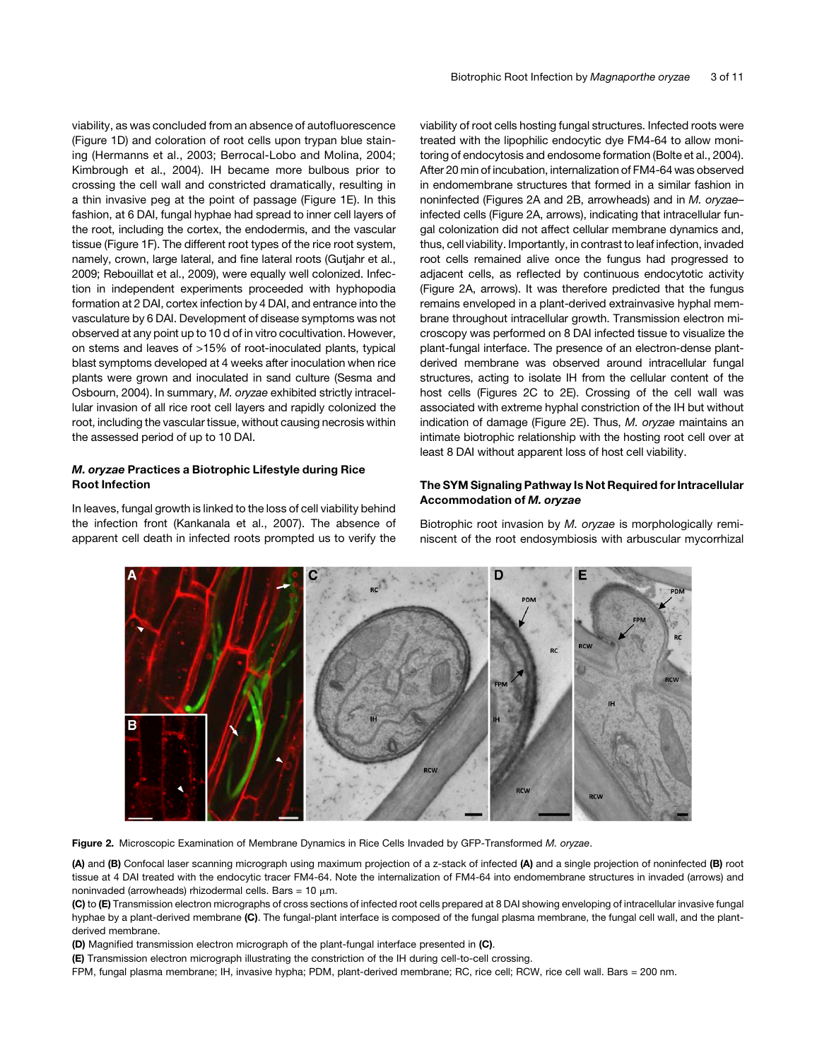viability, as was concluded from an absence of autofluorescence (Figure 1D) and coloration of root cells upon trypan blue staining (Hermanns et al., 2003; Berrocal-Lobo and Molina, 2004; Kimbrough et al., 2004). IH became more bulbous prior to crossing the cell wall and constricted dramatically, resulting in a thin invasive peg at the point of passage (Figure 1E). In this fashion, at 6 DAI, fungal hyphae had spread to inner cell layers of the root, including the cortex, the endodermis, and the vascular tissue (Figure 1F). The different root types of the rice root system, namely, crown, large lateral, and fine lateral roots (Gutjahr et al., 2009; Rebouillat et al., 2009), were equally well colonized. Infection in independent experiments proceeded with hyphopodia formation at 2 DAI, cortex infection by 4 DAI, and entrance into the vasculature by 6 DAI. Development of disease symptoms was not observed at any point up to 10 d of in vitro cocultivation. However, on stems and leaves of >15% of root-inoculated plants, typical blast symptoms developed at 4 weeks after inoculation when rice plants were grown and inoculated in sand culture (Sesma and Osbourn, 2004). In summary, *M. oryzae* exhibited strictly intracellular invasion of all rice root cell layers and rapidly colonized the root, including the vascular tissue, without causing necrosis within the assessed period of up to 10 DAI.

### *M. oryzae* Practices a Biotrophic Lifestyle during Rice Root Infection

In leaves, fungal growth is linked to the loss of cell viability behind the infection front (Kankanala et al., 2007). The absence of apparent cell death in infected roots prompted us to verify the viability of root cells hosting fungal structures. Infected roots were treated with the lipophilic endocytic dye FM4-64 to allow monitoring of endocytosis and endosome formation (Bolte et al., 2004). After 20 min of incubation, internalization of FM4-64 was observed in endomembrane structures that formed in a similar fashion in noninfected (Figures 2A and 2B, arrowheads) and in *M. oryzae*–infected cells (Figure 2A, arrows), indicating that intracellular fungal colonization did not affect cellular membrane dynamics and, thus, cell viability. Importantly, in contrast to leaf infection, invaded root cells remained alive once the fungus had progressed to adjacent cells, as reflected by continuous endocytotic activity (Figure 2A, arrows). It was therefore predicted that the fungus remains enveloped in a plant-derived extrainvasive hyphal membrane throughout intracellular growth. Transmission electron microscopy was performed on 8 DAI infected tissue to visualize the plant-fungal interface. The presence of an electron-dense plant-derived membrane was observed around intracellular fungal structures, acting to isolate IH from the cellular content of the host cells (Figures 2C to 2E). Crossing of the cell wall was associated with extreme hyphal constriction of the IH but without indication of damage (Figure 2E). Thus, *M. oryzae* maintains an intimate biotrophic relationship with the hosting root cell over at least 8 DAI without apparent loss of host cell viability.

### The SYM Signaling Pathway Is Not Required for Intracellular Accommodation of *M. oryzae*

Biotrophic root invasion by *M. oryzae* is morphologically reminiscent of the root endosymbiosis with arbuscular mycorrhizal

**Figure 2.** Microscopic Examination of Membrane Dynamics in Rice Cells Invaded by GFP-Transformed *M. oryzae*.

**(A)** and **(B)** Confocal laser scanning micrograph using maximum projection of a z-stack of infected **(A)** and a single projection of noninfected **(B)** root tissue at 4 DAI treated with the endocytic tracer FM4-64. Note the internalization of FM4-64 into endomembrane structures in invaded (arrows) and noninvaded (arrowheads) rhizodermal cells. Bars = 10 $\mu$m.

**(C)** to **(E)** Transmission electron micrographs of cross sections of infected root cells prepared at 8 DAI showing enveloping of intracellular invasive fungal hyphae by a plant-derived membrane **(C)**. The fungal-plant interface is composed of the fungal plasma membrane, the fungal cell wall, and the plant-derived membrane.

**(D)** Magnified transmission electron micrograph of the plant-fungal interface presented in **(C)**.

**(E)** Transmission electron micrograph illustrating the constriction of the IH during cell-to-cell crossing.

FPM, fungal plasma membrane; IH, invasive hypha; PDM, plant-derived membrane; RC, rice cell; RCW, rice cell wall. Bars = 200 nm.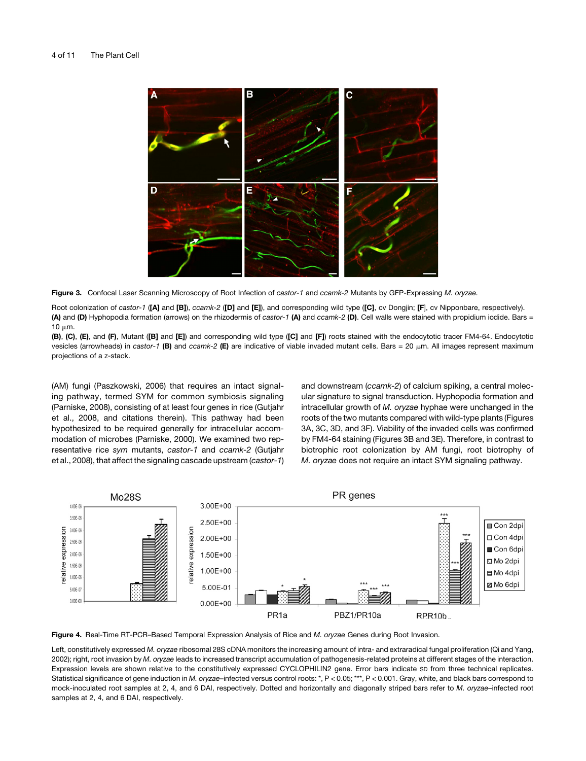**Figure 3.** Confocal Laser Scanning Microscopy of Root Infection of *castor-1* and *ccamk-2* Mutants by GFP-Expressing *M. oryzae.*

Root colonization of *castor-1* (**[A]** and **[B]**), *ccamk-2* (**[D]** and **[E]**), and corresponding wild type (**[C]**, cv Dongjin; **[F]**, cv Nipponbare, respectively).

**(A)** and **(D)** Hyphopodia formation (arrows) on the rhizodermis of *castor-1* **(A)** and *ccamk-2* **(D)**. Cell walls were stained with propidium iodide. Bars = 10 μm.

**(B)**, **(C)**, **(E)**, and **(F)**, Mutant (**[B]** and **[E]**) and corresponding wild type (**[C]** and **[F]**) roots stained with the endocytotic tracer FM4-64. Endocytotic vesicles (arrowheads) in *castor-1* **(B)** and *ccamk-2* **(E)** are indicative of viable invaded mutant cells. Bars = 20 μm. All images represent maximum projections of a z-stack.

(AM) fungi (Paszkowski, 2006) that requires an intact signaling pathway, termed SYM for common symbiosis signaling (Parniske, 2008), consisting of at least four genes in rice (Gutjahr et al., 2008, and citations therein). This pathway had been hypothesized to be required generally for intracellular accommodation of microbes (Parniske, 2000). We examined two representative rice *sym* mutants, *castor-1* and *ccamk-2* (Gutjahr et al., 2008), that affect the signaling cascade upstream (*castor-1*) and downstream (*ccamk-2*) of calcium spiking, a central molecular signature to signal transduction. Hyphopodia formation and intracellular growth of *M. oryzae* hyphae were unchanged in the roots of the two mutants compared with wild-type plants (Figures 3A, 3C, 3D, and 3F). Viability of the invaded cells was confirmed by FM4-64 staining (Figures 3B and 3E). Therefore, in contrast to biotrophic root colonization by AM fungi, root biotrophy of *M. oryzae* does not require an intact SYM signaling pathway.

**Figure 4.** Real-Time RT-PCR–Based Temporal Expression Analysis of Rice and *M. oryzae* Genes during Root Invasion.

Left, constitutively expressed *M. oryzae* ribosomal 28S cDNA monitors the increasing amount of intra- and extraradical fungal proliferation (Qi and Yang, 2002); right, root invasion by *M. oryzae* leads to increased transcript accumulation of pathogenesis-related proteins at different stages of the interaction. Expression levels are shown relative to the constitutively expressed CYCLOPHILIN2 gene. Error bars indicate SD from three technical replicates. Statistical significance of gene induction in *M. oryzae*–infected versus control roots: *, $P < 0.05$; ***, $P < 0.001$. Gray, white, and black bars correspond to mock-inoculated root samples at 2, 4, and 6 DAI, respectively. Dotted and horizontally and diagonally striped bars refer to *M. oryzae*–infected root samples at 2, 4, and 6 DAI, respectively.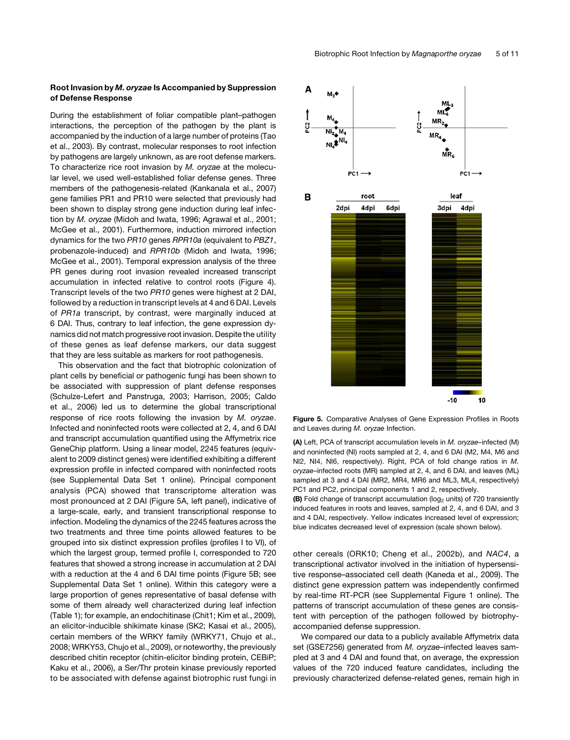### Root Invasion by *M. oryzae* Is Accompanied by Suppression of Defense Response

During the establishment of foliar compatible plant–pathogen interactions, the perception of the pathogen by the plant is accompanied by the induction of a large number of proteins (Tao et al., 2003). By contrast, molecular responses to root infection by pathogens are largely unknown, as are root defense markers. To characterize rice root invasion by *M. oryzae* at the molecular level, we used well-established foliar defense genes. Three members of the pathogenesis-related (Kankanala et al., 2007) gene families PR1 and PR10 were selected that previously had been shown to display strong gene induction during leaf infection by *M. oryzae* (Midoh and Iwata, 1996; Agrawal et al., 2001; McGee et al., 2001). Furthermore, induction mirrored infection dynamics for the two *PR10* genes *RPR10a* (equivalent to *PBZ1*, probenazole-induced) and *RPR10b* (Midoh and Iwata, 1996; McGee et al., 2001). Temporal expression analysis of the three PR genes during root invasion revealed increased transcript accumulation in infected relative to control roots (Figure 4). Transcript levels of the two *PR10* genes were highest at 2 DAI, followed by a reduction in transcript levels at 4 and 6 DAI. Levels of *PR1a* transcript, by contrast, were marginally induced at 6 DAI. Thus, contrary to leaf infection, the gene expression dynamics did not match progressive root invasion. Despite the utility of these genes as leaf defense markers, our data suggest that they are less suitable as markers for root pathogenesis.

This observation and the fact that biotrophic colonization of plant cells by beneficial or pathogenic fungi has been shown to be associated with suppression of plant defense responses (Schulze-Lefert and Panstruga, 2003; Harrison, 2005; Caldo et al., 2006) led us to determine the global transcriptional response of rice roots following the invasion by *M. oryzae*. Infected and noninfected roots were collected at 2, 4, and 6 DAI and transcript accumulation quantified using the Affymetrix rice GeneChip platform. Using a linear model, 2245 features (equivalent to 2009 distinct genes) were identified exhibiting a different expression profile in infected compared with noninfected roots (see Supplemental Data Set 1 online). Principal component analysis (PCA) showed that transcriptome alteration was most pronounced at 2 DAI (Figure 5A, left panel), indicative of a large-scale, early, and transient transcriptional response to infection. Modeling the dynamics of the 2245 features across the two treatments and three time points allowed features to be grouped into six distinct expression profiles (profiles I to VI), of which the largest group, termed profile I, corresponded to 720 features that showed a strong increase in accumulation at 2 DAI with a reduction at the 4 and 6 DAI time points (Figure 5B; see Supplemental Data Set 1 online). Within this category were a large proportion of genes representative of basal defense with some of them already well characterized during leaf infection (Table 1); for example, an endochitinase (Chit1; Kim et al., 2009), an elicitor-inducible shikimate kinase (SK2; Kasai et al., 2005), certain members of the WRKY family (WRKY71, Chujo et al., 2008; WRKY53, Chujo et al., 2009), or noteworthy, the previously described chitin receptor (chitin-elicitor binding protein, CEBiP; Kaku et al., 2006), a Ser/Thr protein kinase previously reported to be associated with defense against biotrophic rust fungi in other cereals (ORK10; Cheng et al., 2002b), and *NAC4*, a transcriptional activator involved in the initiation of hypersensitive response–associated cell death (Kaneda et al., 2009). The distinct gene expression pattern was independently confirmed by real-time RT-PCR (see Supplemental Figure 1 online). The patterns of transcript accumulation of these genes are consistent with perception of the pathogen followed by biotrophy-accompanied defense suppression.

**Figure 5.** Comparative Analyses of Gene Expression Profiles in Roots and Leaves during *M. oryzae* Infection.

**(A)** Left, PCA of transcript accumulation levels in *M. oryzae*–infected (M) and noninfected (NI) roots sampled at 2, 4, and 6 DAI (M2, M4, M6 and NI2, NI4, NI6, respectively). Right, PCA of fold change ratios in *M. oryzae*–infected roots (MR) sampled at 2, 4, and 6 DAI, and leaves (ML) sampled at 3 and 4 DAI (MR2, MR4, MR6 and ML3, ML4, respectively) PC1 and PC2, principal components 1 and 2, respectively.

**(B)** Fold change of transcript accumulation ($\log_2$ units) of 720 transiently induced features in roots and leaves, sampled at 2, 4, and 6 DAI, and 3 and 4 DAI, respectively. Yellow indicates increased level of expression; blue indicates decreased level of expression (scale shown below).

We compared our data to a publicly available Affymetrix data set (GSE7256) generated from *M. oryzae*–infected leaves sampled at 3 and 4 DAI and found that, on average, the expression values of the 720 induced feature candidates, including the previously characterized defense-related genes, remain high in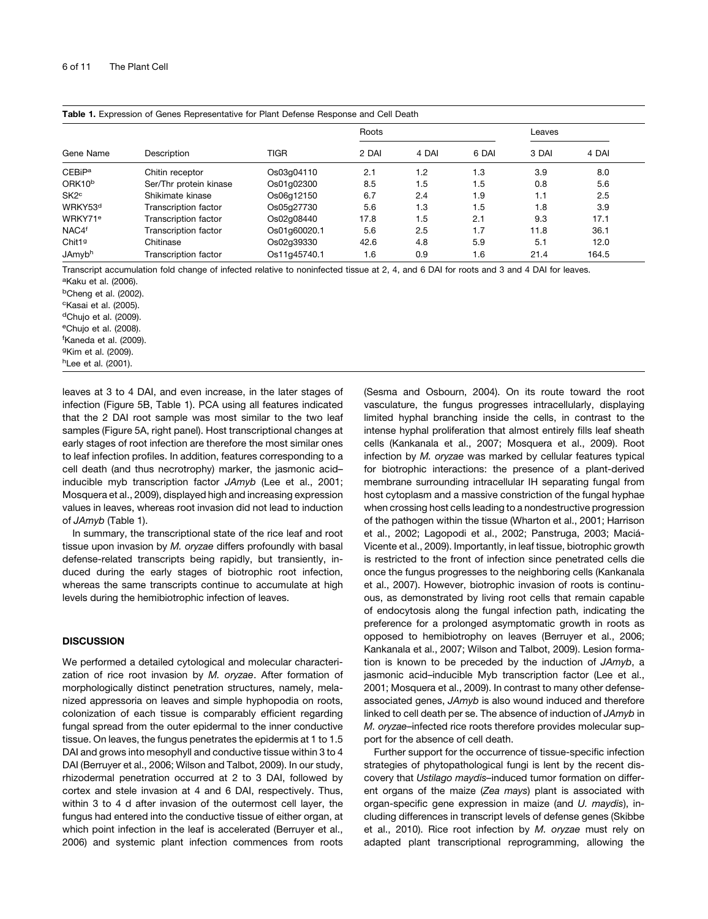**Table 1.** Expression of Genes Representative for Plant Defense Response and Cell Death

| Gene Name | Description | TIGR | Roots | | | Leaves | |
|---|---|---|---|---|---|---|---|
| | | | 2 DAI | 4 DAI | 6 DAI | 3 DAI | 4 DAI |
| CEBiP[a] | Chitin receptor | Os03g04110 | 2.1 | 1.2 | 1.3 | 3.9 | 8.0 |
| ORK10[b] | Ser/Thr protein kinase | Os01g02300 | 8.5 | 1.5 | 1.5 | 0.8 | 5.6 |
| SK2[c] | Shikimate kinase | Os06g12150 | 6.7 | 2.4 | 1.9 | 1.1 | 2.5 |
| WRKY53[d] | Transcription factor | Os05g27730 | 5.6 | 1.3 | 1.5 | 1.8 | 3.9 |
| WRKY71[e] | Transcription factor | Os02g08440 | 17.8 | 1.5 | 2.1 | 9.3 | 17.1 |
| NAC4[f] | Transcription factor | Os01g60020.1 | 5.6 | 2.5 | 1.7 | 11.8 | 36.1 |
| Chit1[g] | Chitinase | Os02g39330 | 42.6 | 4.8 | 5.9 | 5.1 | 12.0 |
| JAmyb[h] | Transcription factor | Os11g45740.1 | 1.6 | 0.9 | 1.6 | 21.4 | 164.5 |

Transcript accumulation fold change of infected relative to noninfected tissue at 2, 4, and 6 DAI for roots and 3 and 4 DAI for leaves.
[a]Kaku et al. (2006).
[b]Cheng et al. (2002).
[c]Kasai et al. (2005).
[d]Chujo et al. (2009).
[e]Chujo et al. (2008).
[f]Kaneda et al. (2009).
[g]Kim et al. (2009).
[h]Lee et al. (2001).

leaves at 3 to 4 DAI, and even increase, in the later stages of infection (Figure 5B, Table 1). PCA using all features indicated that the 2 DAI root sample was most similar to the two leaf samples (Figure 5A, right panel). Host transcriptional changes at early stages of root infection are therefore the most similar ones to leaf infection profiles. In addition, features corresponding to a cell death (and thus necrotrophy) marker, the jasmonic acid–inducible myb transcription factor *JAmyb* (Lee et al., 2001; Mosquera et al., 2009), displayed high and increasing expression values in leaves, whereas root invasion did not lead to induction of *JAmyb* (Table 1).

In summary, the transcriptional state of the rice leaf and root tissue upon invasion by *M. oryzae* differs profoundly with basal defense-related transcripts being rapidly, but transiently, induced during the early stages of biotrophic root infection, whereas the same transcripts continue to accumulate at high levels during the hemibiotrophic infection of leaves.

## DISCUSSION

We performed a detailed cytological and molecular characterization of rice root invasion by *M. oryzae*. After formation of morphologically distinct penetration structures, namely, melanized appressoria on leaves and simple hyphopodia on roots, colonization of each tissue is comparably efficient regarding fungal spread from the outer epidermal to the inner conductive tissue. On leaves, the fungus penetrates the epidermis at 1 to 1.5 DAI and grows into mesophyll and conductive tissue within 3 to 4 DAI (Berruyer et al., 2006; Wilson and Talbot, 2009). In our study, rhizodermal penetration occurred at 2 to 3 DAI, followed by cortex and stele invasion at 4 and 6 DAI, respectively. Thus, within 3 to 4 d after invasion of the outermost cell layer, the fungus had entered into the conductive tissue of either organ, at which point infection in the leaf is accelerated (Berruyer et al., 2006) and systemic plant infection commences from roots (Sesma and Osbourn, 2004). On its route toward the root vasculature, the fungus progresses intracellularly, displaying limited hyphal branching inside the cells, in contrast to the intense hyphal proliferation that almost entirely fills leaf sheath cells (Kankanala et al., 2007; Mosquera et al., 2009). Root infection by *M. oryzae* was marked by cellular features typical for biotrophic interactions: the presence of a plant-derived membrane surrounding intracellular IH separating fungal from host cytoplasm and a massive constriction of the fungal hyphae when crossing host cells leading to a nondestructive progression of the pathogen within the tissue (Wharton et al., 2001; Harrison et al., 2002; Lagopodi et al., 2002; Panstruga, 2003; Maciá-Vicente et al., 2009). Importantly, in leaf tissue, biotrophic growth is restricted to the front of infection since penetrated cells die once the fungus progresses to the neighboring cells (Kankanala et al., 2007). However, biotrophic invasion of roots is continuous, as demonstrated by living root cells that remain capable of endocytosis along the fungal infection path, indicating the preference for a prolonged asymptomatic growth in roots as opposed to hemibiotrophy on leaves (Berruyer et al., 2006; Kankanala et al., 2007; Wilson and Talbot, 2009). Lesion formation is known to be preceded by the induction of *JAmyb*, a jasmonic acid–inducible Myb transcription factor (Lee et al., 2001; Mosquera et al., 2009). In contrast to many other defense-associated genes, *JAmyb* is also wound induced and therefore linked to cell death per se. The absence of induction of *JAmyb* in *M. oryzae*–infected rice roots therefore provides molecular support for the absence of cell death.

Further support for the occurrence of tissue-specific infection strategies of phytopathological fungi is lent by the recent discovery that *Ustilago maydis*–induced tumor formation on different organs of the maize (*Zea mays*) plant is associated with organ-specific gene expression in maize (and *U. maydis*), including differences in transcript levels of defense genes (Skibbe et al., 2010). Rice root infection by *M. oryzae* must rely on adapted plant transcriptional reprogramming, allowing the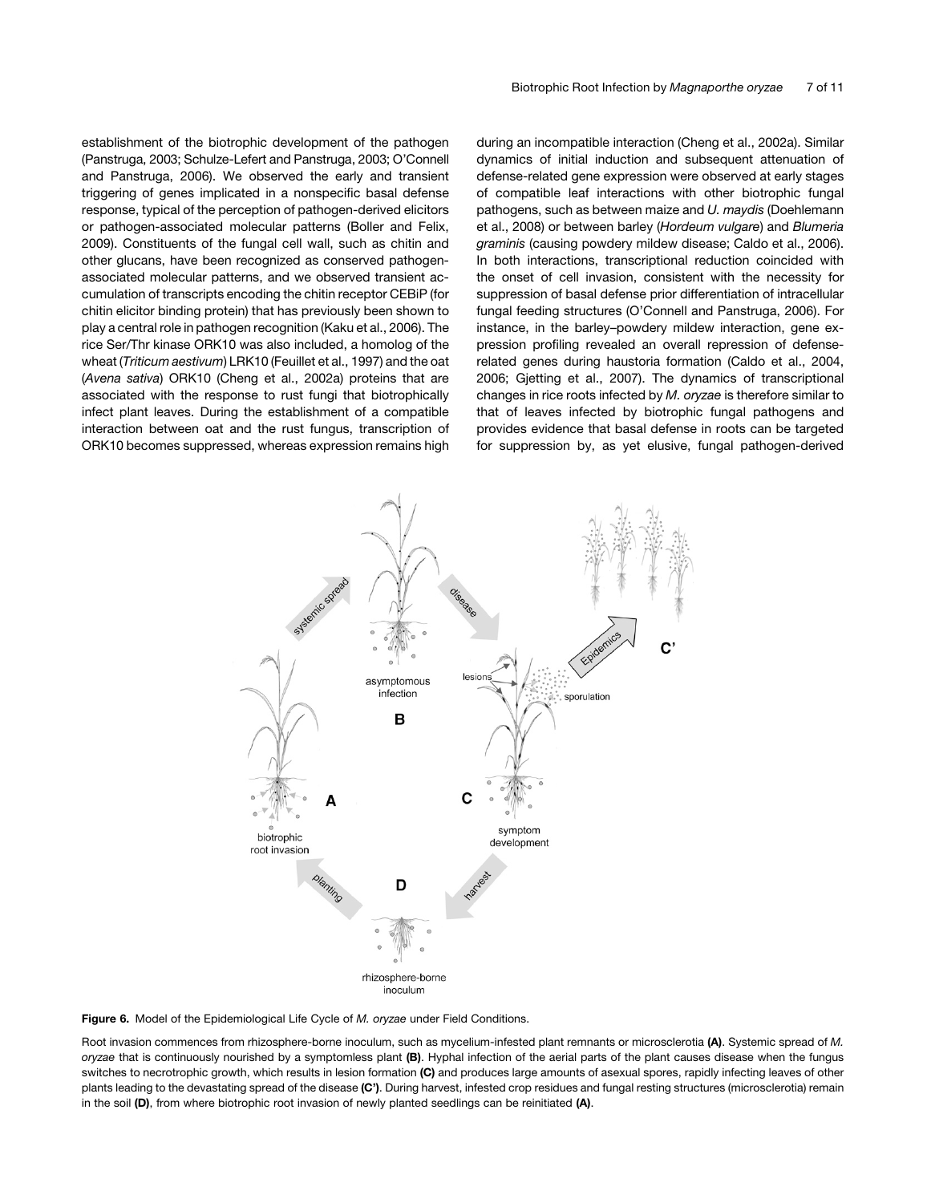establishment of the biotrophic development of the pathogen (Panstruga, 2003; Schulze-Lefert and Panstruga, 2003; O'Connell and Panstruga, 2006). We observed the early and transient triggering of genes implicated in a nonspecific basal defense response, typical of the perception of pathogen-derived elicitors or pathogen-associated molecular patterns (Boller and Felix, 2009). Constituents of the fungal cell wall, such as chitin and other glucans, have been recognized as conserved pathogen-associated molecular patterns, and we observed transient accumulation of transcripts encoding the chitin receptor CEBiP (for chitin elicitor binding protein) that has previously been shown to play a central role in pathogen recognition (Kaku et al., 2006). The rice Ser/Thr kinase ORK10 was also included, a homolog of the wheat (*Triticum aestivum*) LRK10 (Feuillet et al., 1997) and the oat (*Avena sativa*) ORK10 (Cheng et al., 2002a) proteins that are associated with the response to rust fungi that biotrophically infect plant leaves. During the establishment of a compatible interaction between oat and the rust fungus, transcription of ORK10 becomes suppressed, whereas expression remains high during an incompatible interaction (Cheng et al., 2002a). Similar dynamics of initial induction and subsequent attenuation of defense-related gene expression were observed at early stages of compatible leaf interactions with other biotrophic fungal pathogens, such as between maize and *U. maydis* (Doehlemann et al., 2008) or between barley (*Hordeum vulgare*) and *Blumeria graminis* (causing powdery mildew disease; Caldo et al., 2006). In both interactions, transcriptional reduction coincided with the onset of cell invasion, consistent with the necessity for suppression of basal defense prior differentiation of intracellular fungal feeding structures (O'Connell and Panstruga, 2006). For instance, in the barley–powdery mildew interaction, gene expression profiling revealed an overall repression of defense-related genes during haustoria formation (Caldo et al., 2004, 2006; Gjetting et al., 2007). The dynamics of transcriptional changes in rice roots infected by *M. oryzae* is therefore similar to that of leaves infected by biotrophic fungal pathogens and provides evidence that basal defense in roots can be targeted for suppression by, as yet elusive, fungal pathogen-derived

**Figure 6.** Model of the Epidemiological Life Cycle of *M. oryzae* under Field Conditions.

Root invasion commences from rhizosphere-borne inoculum, such as mycelium-infested plant remnants or microsclerotia **(A)**. Systemic spread of *M. oryzae* that is continuously nourished by a symptomless plant **(B)**. Hyphal infection of the aerial parts of the plant causes disease when the fungus switches to necrotrophic growth, which results in lesion formation **(C)** and produces large amounts of asexual spores, rapidly infecting leaves of other plants leading to the devastating spread of the disease **(C')**. During harvest, infested crop residues and fungal resting structures (microsclerotia) remain in the soil **(D)**, from where biotrophic root invasion of newly planted seedlings can be reinitiated **(A)**.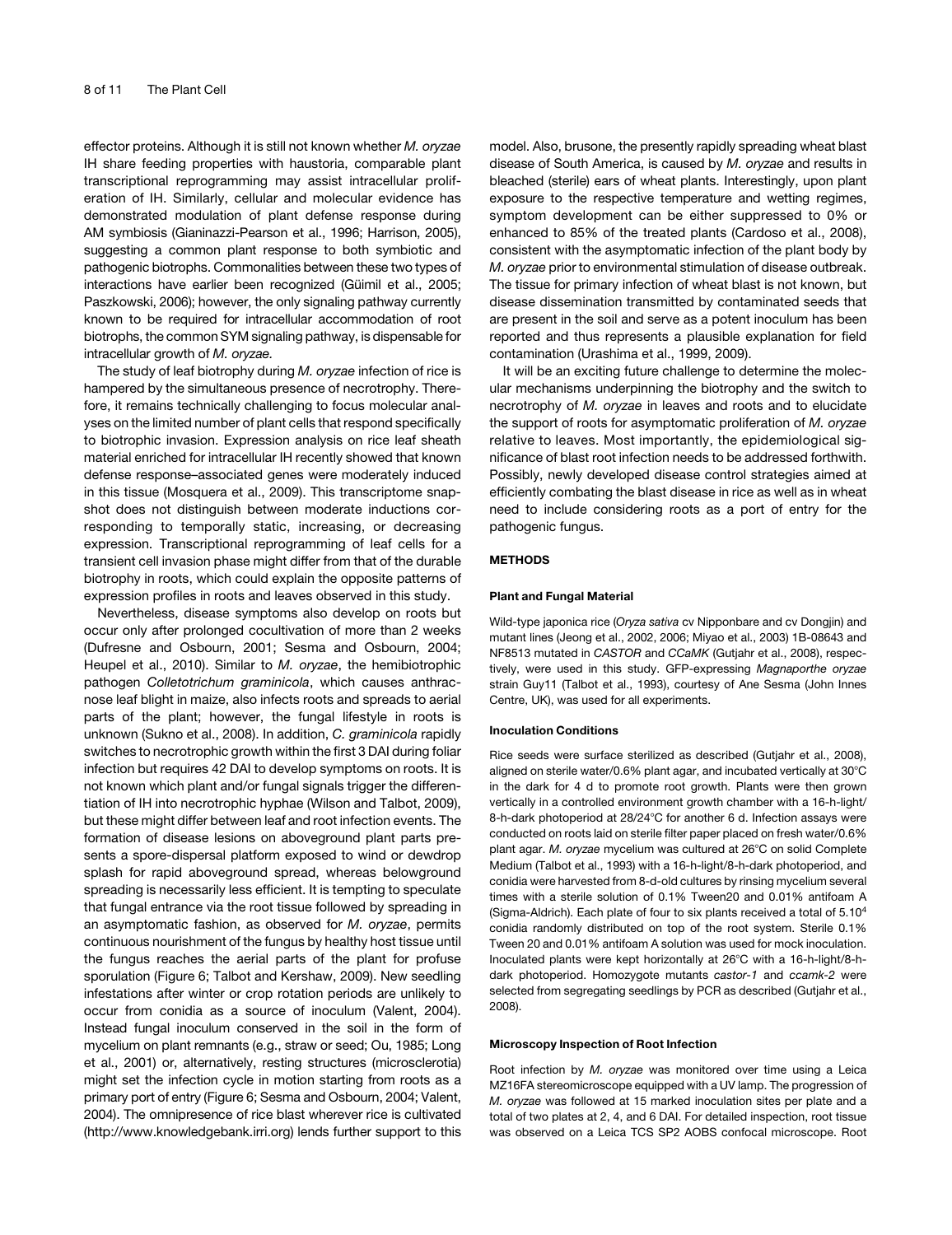effector proteins. Although it is still not known whether *M. oryzae* IH share feeding properties with haustoria, comparable plant transcriptional reprogramming may assist intracellular proliferation of IH. Similarly, cellular and molecular evidence has demonstrated modulation of plant defense response during AM symbiosis (Gianinazzi-Pearson et al., 1996; Harrison, 2005), suggesting a common plant response to both symbiotic and pathogenic biotrophs. Commonalities between these two types of interactions have earlier been recognized (Güimil et al., 2005; Paszkowski, 2006); however, the only signaling pathway currently known to be required for intracellular accommodation of root biotrophs, the common SYM signaling pathway, is dispensable for intracellular growth of *M. oryzae*.

The study of leaf biotrophy during *M. oryzae* infection of rice is hampered by the simultaneous presence of necrotrophy. Therefore, it remains technically challenging to focus molecular analyses on the limited number of plant cells that respond specifically to biotrophic invasion. Expression analysis on rice leaf sheath material enriched for intracellular IH recently showed that known defense response–associated genes were moderately induced in this tissue (Mosquera et al., 2009). This transcriptome snapshot does not distinguish between moderate inductions corresponding to temporally static, increasing, or decreasing expression. Transcriptional reprogramming of leaf cells for a transient cell invasion phase might differ from that of the durable biotrophy in roots, which could explain the opposite patterns of expression profiles in roots and leaves observed in this study.

Nevertheless, disease symptoms also develop on roots but occur only after prolonged cocultivation of more than 2 weeks (Dufresne and Osbourn, 2001; Sesma and Osbourn, 2004; Heupel et al., 2010). Similar to *M. oryzae*, the hemibiotrophic pathogen *Colletotrichum graminicola*, which causes anthracnose leaf blight in maize, also infects roots and spreads to aerial parts of the plant; however, the fungal lifestyle in roots is unknown (Sukno et al., 2008). In addition, *C. graminicola* rapidly switches to necrotrophic growth within the first 3 DAI during foliar infection but requires 42 DAI to develop symptoms on roots. It is not known which plant and/or fungal signals trigger the differentiation of IH into necrotrophic hyphae (Wilson and Talbot, 2009), but these might differ between leaf and root infection events. The formation of disease lesions on aboveground plant parts presents a spore-dispersal platform exposed to wind or dewdrop splash for rapid aboveground spread, whereas belowground spreading is necessarily less efficient. It is tempting to speculate that fungal entrance via the root tissue followed by spreading in an asymptomatic fashion, as observed for *M. oryzae*, permits continuous nourishment of the fungus by healthy host tissue until the fungus reaches the aerial parts of the plant for profuse sporulation (Figure 6; Talbot and Kershaw, 2009). New seedling infestations after winter or crop rotation periods are unlikely to occur from conidia as a source of inoculum (Valent, 2004). Instead fungal inoculum conserved in the soil in the form of mycelium on plant remnants (e.g., straw or seed; Ou, 1985; Long et al., 2001) or, alternatively, resting structures (microsclerotia) might set the infection cycle in motion starting from roots as a primary port of entry (Figure 6; Sesma and Osbourn, 2004; Valent, 2004). The omnipresence of rice blast wherever rice is cultivated (http://www.knowledgebank.irri.org) lends further support to this model. Also, brusone, the presently rapidly spreading wheat blast disease of South America, is caused by *M. oryzae* and results in bleached (sterile) ears of wheat plants. Interestingly, upon plant exposure to the respective temperature and wetting regimes, symptom development can be either suppressed to 0% or enhanced to 85% of the treated plants (Cardoso et al., 2008), consistent with the asymptomatic infection of the plant body by *M. oryzae* prior to environmental stimulation of disease outbreak. The tissue for primary infection of wheat blast is not known, but disease dissemination transmitted by contaminated seeds that are present in the soil and serve as a potent inoculum has been reported and thus represents a plausible explanation for field contamination (Urashima et al., 1999, 2009).

It will be an exciting future challenge to determine the molecular mechanisms underpinning the biotrophy and the switch to necrotrophy of *M. oryzae* in leaves and roots and to elucidate the support of roots for asymptomatic proliferation of *M. oryzae* relative to leaves. Most importantly, the epidemiological significance of blast root infection needs to be addressed forthwith. Possibly, newly developed disease control strategies aimed at efficiently combating the blast disease in rice as well as in wheat need to include considering roots as a port of entry for the pathogenic fungus.

## METHODS

### Plant and Fungal Material

Wild-type japonica rice (*Oryza sativa* cv Nipponbare and cv Dongjin) and mutant lines (Jeong et al., 2002, 2006; Miyao et al., 2003) 1B-08643 and NF8513 mutated in *CASTOR* and *CCaMK* (Gutjahr et al., 2008), respectively, were used in this study. GFP-expressing *Magnaporthe oryzae* strain Guy11 (Talbot et al., 1993), courtesy of Ane Sesma (John Innes Centre, UK), was used for all experiments.

### Inoculation Conditions

Rice seeds were surface sterilized as described (Gutjahr et al., 2008), aligned on sterile water/0.6% plant agar, and incubated vertically at 30°C in the dark for 4 d to promote root growth. Plants were then grown vertically in a controlled environment growth chamber with a 16-h-light/8-h-dark photoperiod at 28/24°C for another 6 d. Infection assays were conducted on roots laid on sterile filter paper placed on fresh water/0.6% plant agar. *M. oryzae* mycelium was cultured at 26°C on solid Complete Medium (Talbot et al., 1993) with a 16-h-light/8-h-dark photoperiod, and conidia were harvested from 8-d-old cultures by rinsing mycelium several times with a sterile solution of 0.1% Tween20 and 0.01% antifoam A (Sigma-Aldrich). Each plate of four to six plants received a total of $5.10^4$ conidia randomly distributed on top of the root system. Sterile 0.1% Tween 20 and 0.01% antifoam A solution was used for mock inoculation. Inoculated plants were kept horizontally at 26°C with a 16-h-light/8-h-dark photoperiod. Homozygote mutants *castor-1* and *ccamk-2* were selected from segregating seedlings by PCR as described (Gutjahr et al., 2008).

### Microscopy Inspection of Root Infection

Root infection by *M. oryzae* was monitored over time using a Leica MZ16FA stereomicroscope equipped with a UV lamp. The progression of *M. oryzae* was followed at 15 marked inoculation sites per plate and a total of two plates at 2, 4, and 6 DAI. For detailed inspection, root tissue was observed on a Leica TCS SP2 AOBS confocal microscope. Root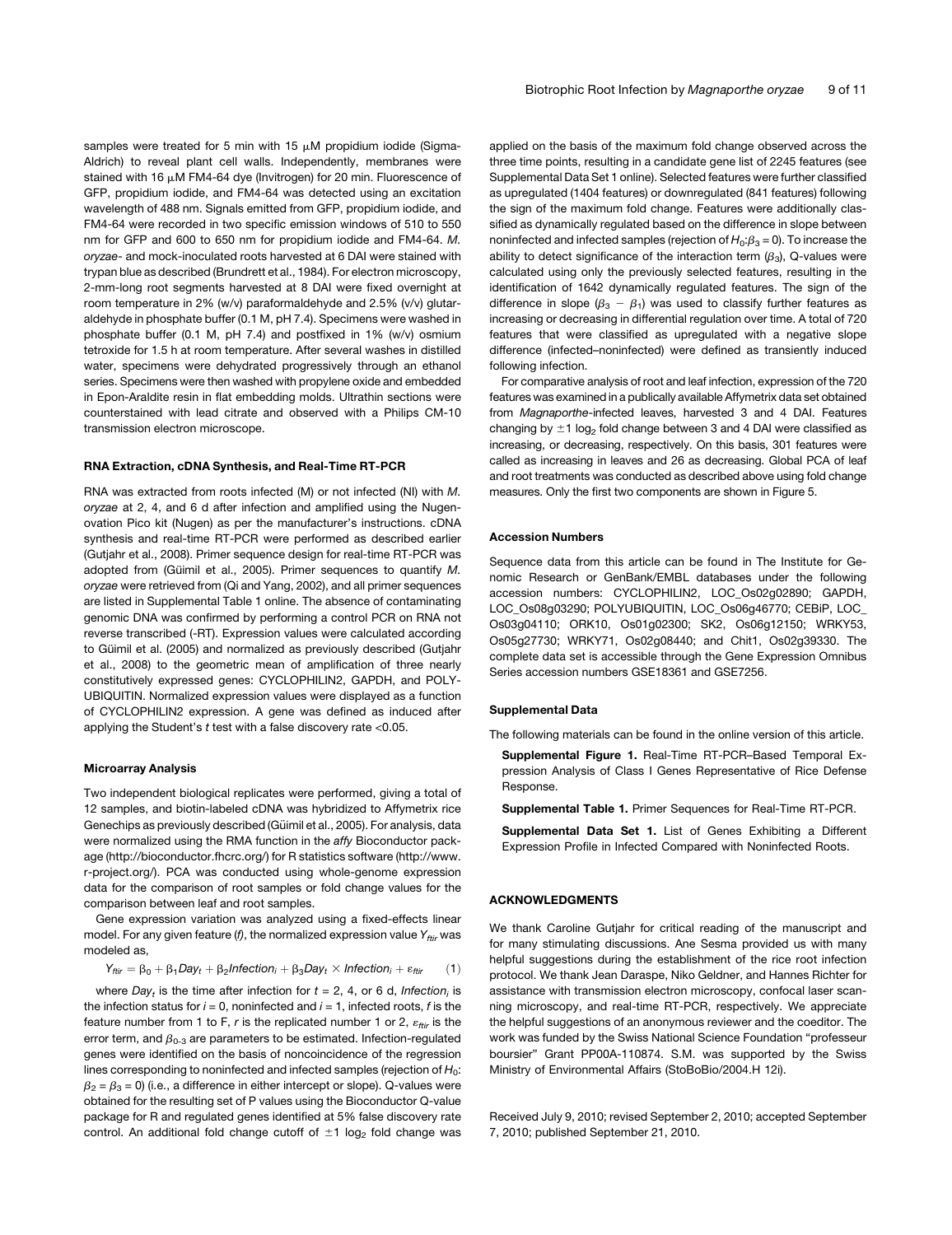samples were treated for 5 min with 15 μM propidium iodide (Sigma-Aldrich) to reveal plant cell walls. Independently, membranes were stained with 16 μM FM4-64 dye (Invitrogen) for 20 min. Fluorescence of GFP, propidium iodide, and FM4-64 was detected using an excitation wavelength of 488 nm. Signals emitted from GFP, propidium iodide, and FM4-64 were recorded in two specific emission windows of 510 to 550 nm for GFP and 600 to 650 nm for propidium iodide and FM4-64. *M. oryzae*- and mock-inoculated roots harvested at 6 DAI were stained with trypan blue as described (Brundrett et al., 1984). For electron microscopy, 2-mm-long root segments harvested at 8 DAI were fixed overnight at room temperature in 2% (w/v) paraformaldehyde and 2.5% (v/v) glutaraldehyde in phosphate buffer (0.1 M, pH 7.4). Specimens were washed in phosphate buffer (0.1 M, pH 7.4) and postfixed in 1% (w/v) osmium tetroxide for 1.5 h at room temperature. After several washes in distilled water, specimens were dehydrated progressively through an ethanol series. Specimens were then washed with propylene oxide and embedded in Epon-Araldite resin in flat embedding molds. Ultrathin sections were counterstained with lead citrate and observed with a Philips CM-10 transmission electron microscope.

### RNA Extraction, cDNA Synthesis, and Real-Time RT-PCR

RNA was extracted from roots infected (M) or not infected (NI) with *M. oryzae* at 2, 4, and 6 d after infection and amplified using the Nugenovation Pico kit (Nugen) as per the manufacturer's instructions. cDNA synthesis and real-time RT-PCR were performed as described earlier (Gutjahr et al., 2008). Primer sequence design for real-time RT-PCR was adopted from (Güimil et al., 2005). Primer sequences to quantify *M. oryzae* were retrieved from (Qi and Yang, 2002), and all primer sequences are listed in Supplemental Table 1 online. The absence of contaminating genomic DNA was confirmed by performing a control PCR on RNA not reverse transcribed (-RT). Expression values were calculated according to Güimil et al. (2005) and normalized as previously described (Gutjahr et al., 2008) to the geometric mean of amplification of three nearly constitutively expressed genes: CYCLOPHILIN2, GAPDH, and POLYUBIQUITIN. Normalized expression values were displayed as a function of CYCLOPHILIN2 expression. A gene was defined as induced after applying the Student's *t* test with a false discovery rate <0.05.

### Microarray Analysis

Two independent biological replicates were performed, giving a total of 12 samples, and biotin-labeled cDNA was hybridized to Affymetrix rice Genechips as previously described (Güimil et al., 2005). For analysis, data were normalized using the RMA function in the *affy* Bioconductor package (http://bioconductor.fhcrc.org/) for R statistics software (http://www.r-project.org/). PCA was conducted using whole-genome expression data for the comparison of root samples or fold change values for the comparison between leaf and root samples.

Gene expression variation was analyzed using a fixed-effects linear model. For any given feature (*f*), the normalized expression value $Y_{ftir}$ was modeled as,

$$Y_{ftir} = \beta_0 + \beta_1 Day_t + \beta_2 Infection_i + \beta_3 Day_t \times Infection_i + \varepsilon_{ftir} \qquad (1)$$

where $Day_t$ is the time after infection for $t$ = 2, 4, or 6 d, $Infection_i$ is the infection status for $i$ = 0, noninfected and $i$ = 1, infected roots, $f$ is the feature number from 1 to F, $r$ is the replicated number 1 or 2, $\varepsilon_{ftir}$ is the error term, and $\beta_{0\text{-}3}$ are parameters to be estimated. Infection-regulated genes were identified on the basis of noncoincidence of the regression lines corresponding to noninfected and infected samples (rejection of $H_0$: $\beta_2 = \beta_3 = 0$) (i.e., a difference in either intercept or slope). Q-values were obtained for the resulting set of P values using the Bioconductor Q-value package for R and regulated genes identified at 5% false discovery rate control. An additional fold change cutoff of $\pm 1$ $\log_2$ fold change was applied on the basis of the maximum fold change observed across the three time points, resulting in a candidate gene list of 2245 features (see Supplemental Data Set 1 online). Selected features were further classified as upregulated (1404 features) or downregulated (841 features) following the sign of the maximum fold change. Features were additionally classified as dynamically regulated based on the difference in slope between noninfected and infected samples (rejection of $H_0$:$\beta_3 = 0$). To increase the ability to detect significance of the interaction term ($\beta_3$), Q-values were calculated using only the previously selected features, resulting in the identification of 1642 dynamically regulated features. The sign of the difference in slope ($\beta_3 - \beta_1$) was used to classify further features as increasing or decreasing in differential regulation over time. A total of 720 features that were classified as upregulated with a negative slope difference (infected–noninfected) were defined as transiently induced following infection.

For comparative analysis of root and leaf infection, expression of the 720 features was examined in a publically available Affymetrix data set obtained from *Magnaporthe*-infected leaves, harvested 3 and 4 DAI. Features changing by $\pm 1$ $\log_2$ fold change between 3 and 4 DAI were classified as increasing, or decreasing, respectively. On this basis, 301 features were called as increasing in leaves and 26 as decreasing. Global PCA of leaf and root treatments was conducted as described above using fold change measures. Only the first two components are shown in Figure 5.

### Accession Numbers

Sequence data from this article can be found in The Institute for Genomic Research or GenBank/EMBL databases under the following accession numbers: CYCLOPHILIN2, LOC_Os02g02890; GAPDH, LOC_Os08g03290; POLYUBIQUITIN, LOC_Os06g46770; CEBiP, LOC_Os03g04110; ORK10, Os01g02300; SK2, Os06g12150; WRKY53, Os05g27730; WRKY71, Os02g08440; and Chit1, Os02g39330. The complete data set is accessible through the Gene Expression Omnibus Series accession numbers GSE18361 and GSE7256.

### Supplemental Data

The following materials can be found in the online version of this article.

**Supplemental Figure 1.** Real-Time RT-PCR–Based Temporal Expression Analysis of Class I Genes Representative of Rice Defense Response.

**Supplemental Table 1.** Primer Sequences for Real-Time RT-PCR.

**Supplemental Data Set 1.** List of Genes Exhibiting a Different Expression Profile in Infected Compared with Noninfected Roots.

## ACKNOWLEDGMENTS

We thank Caroline Gutjahr for critical reading of the manuscript and for many stimulating discussions. Ane Sesma provided us with many helpful suggestions during the establishment of the rice root infection protocol. We thank Jean Daraspe, Niko Geldner, and Hannes Richter for assistance with transmission electron microscopy, confocal laser scanning microscopy, and real-time RT-PCR, respectively. We appreciate the helpful suggestions of an anonymous reviewer and the coeditor. The work was funded by the Swiss National Science Foundation "professeur boursier" Grant PP00A-110874. S.M. was supported by the Swiss Ministry of Environmental Affairs (StoBoBio/2004.H 12i).

Received July 9, 2010; revised September 2, 2010; accepted September 7, 2010; published September 21, 2010.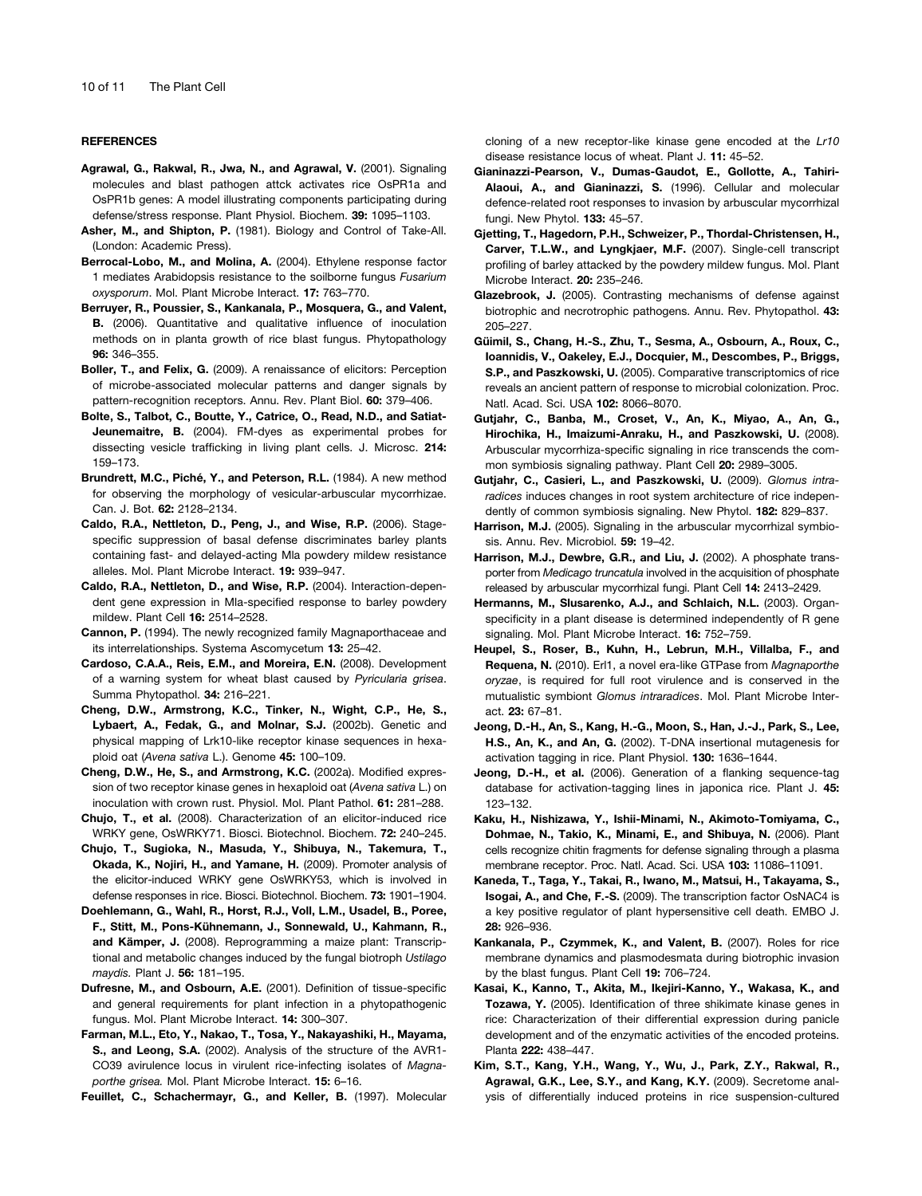## REFERENCES

**Agrawal, G., Rakwal, R., Jwa, N., and Agrawal, V.** (2001). Signaling molecules and blast pathogen attck activates rice OsPR1a and OsPR1b genes: A model illustrating components participating during defense/stress response. Plant Physiol. Biochem. **39:** 1095–1103.

**Asher, M., and Shipton, P.** (1981). Biology and Control of Take-All. (London: Academic Press).

**Berrocal-Lobo, M., and Molina, A.** (2004). Ethylene response factor 1 mediates Arabidopsis resistance to the soilborne fungus *Fusarium oxysporum*. Mol. Plant Microbe Interact. **17:** 763–770.

**Berruyer, R., Poussier, S., Kankanala, P., Mosquera, G., and Valent, B.** (2006). Quantitative and qualitative influence of inoculation methods on in planta growth of rice blast fungus. Phytopathology **96:** 346–355.

**Boller, T., and Felix, G.** (2009). A renaissance of elicitors: Perception of microbe-associated molecular patterns and danger signals by pattern-recognition receptors. Annu. Rev. Plant Biol. **60:** 379–406.

**Bolte, S., Talbot, C., Boutte, Y., Catrice, O., Read, N.D., and Satiat-Jeunemaitre, B.** (2004). FM-dyes as experimental probes for dissecting vesicle trafficking in living plant cells. J. Microsc. **214:** 159–173.

**Brundrett, M.C., Piché, Y., and Peterson, R.L.** (1984). A new method for observing the morphology of vesicular-arbuscular mycorrhizae. Can. J. Bot. **62:** 2128–2134.

**Caldo, R.A., Nettleton, D., Peng, J., and Wise, R.P.** (2006). Stage-specific suppression of basal defense discriminates barley plants containing fast- and delayed-acting Mla powdery mildew resistance alleles. Mol. Plant Microbe Interact. **19:** 939–947.

**Caldo, R.A., Nettleton, D., and Wise, R.P.** (2004). Interaction-dependent gene expression in Mla-specified response to barley powdery mildew. Plant Cell **16:** 2514–2528.

**Cannon, P.** (1994). The newly recognized family Magnaporthaceae and its interrelationships. Systema Ascomycetum **13:** 25–42.

**Cardoso, C.A.A., Reis, E.M., and Moreira, E.N.** (2008). Development of a warning system for wheat blast caused by *Pyricularia grisea*. Summa Phytopathol. **34:** 216–221.

**Cheng, D.W., Armstrong, K.C., Tinker, N., Wight, C.P., He, S., Lybaert, A., Fedak, G., and Molnar, S.J.** (2002b). Genetic and physical mapping of Lrk10-like receptor kinase sequences in hexaploid oat (*Avena sativa* L.). Genome **45:** 100–109.

**Cheng, D.W., He, S., and Armstrong, K.C.** (2002a). Modified expression of two receptor kinase genes in hexaploid oat (*Avena sativa* L.) on inoculation with crown rust. Physiol. Mol. Plant Pathol. **61:** 281–288.

**Chujo, T., et al.** (2008). Characterization of an elicitor-induced rice WRKY gene, OsWRKY71. Biosci. Biotechnol. Biochem. **72:** 240–245.

**Chujo, T., Sugioka, N., Masuda, Y., Shibuya, N., Takemura, T., Okada, K., Nojiri, H., and Yamane, H.** (2009). Promoter analysis of the elicitor-induced WRKY gene OsWRKY53, which is involved in defense responses in rice. Biosci. Biotechnol. Biochem. **73:** 1901–1904.

**Doehlemann, G., Wahl, R., Horst, R.J., Voll, L.M., Usadel, B., Poree, F., Stitt, M., Pons-Kühnemann, J., Sonnewald, U., Kahmann, R., and Kämper, J.** (2008). Reprogramming a maize plant: Transcriptional and metabolic changes induced by the fungal biotroph *Ustilago maydis*. Plant J. **56:** 181–195.

**Dufresne, M., and Osbourn, A.E.** (2001). Definition of tissue-specific and general requirements for plant infection in a phytopathogenic fungus. Mol. Plant Microbe Interact. **14:** 300–307.

**Farman, M.L., Eto, Y., Nakao, T., Tosa, Y., Nakayashiki, H., Mayama, S., and Leong, S.A.** (2002). Analysis of the structure of the AVR1-CO39 avirulence locus in virulent rice-infecting isolates of *Magnaporthe grisea*. Mol. Plant Microbe Interact. **15:** 6–16.

**Feuillet, C., Schachermayr, G., and Keller, B.** (1997). Molecular cloning of a new receptor-like kinase gene encoded at the *Lr10* disease resistance locus of wheat. Plant J. **11:** 45–52.

**Gianinazzi-Pearson, V., Dumas-Gaudot, E., Gollotte, A., Tahiri-Alaoui, A., and Gianinazzi, S.** (1996). Cellular and molecular defence-related root responses to invasion by arbuscular mycorrhizal fungi. New Phytol. **133:** 45–57.

**Gjetting, T., Hagedorn, P.H., Schweizer, P., Thordal-Christensen, H., Carver, T.L.W., and Lyngkjaer, M.F.** (2007). Single-cell transcript profiling of barley attacked by the powdery mildew fungus. Mol. Plant Microbe Interact. **20:** 235–246.

**Glazebrook, J.** (2005). Contrasting mechanisms of defense against biotrophic and necrotrophic pathogens. Annu. Rev. Phytopathol. **43:** 205–227.

**Güimil, S., Chang, H.-S., Zhu, T., Sesma, A., Osbourn, A., Roux, C., Ioannidis, V., Oakeley, E.J., Docquier, M., Descombes, P., Briggs, S.P., and Paszkowski, U.** (2005). Comparative transcriptomics of rice reveals an ancient pattern of response to microbial colonization. Proc. Natl. Acad. Sci. USA **102:** 8066–8070.

**Gutjahr, C., Banba, M., Croset, V., An, K., Miyao, A., An, G., Hirochika, H., Imaizumi-Anraku, H., and Paszkowski, U.** (2008). Arbuscular mycorrhiza-specific signaling in rice transcends the common symbiosis signaling pathway. Plant Cell **20:** 2989–3005.

**Gutjahr, C., Casieri, L., and Paszkowski, U.** (2009). *Glomus intraradices* induces changes in root system architecture of rice independently of common symbiosis signaling. New Phytol. **182:** 829–837.

**Harrison, M.J.** (2005). Signaling in the arbuscular mycorrhizal symbiosis. Annu. Rev. Microbiol. **59:** 19–42.

**Harrison, M.J., Dewbre, G.R., and Liu, J.** (2002). A phosphate transporter from *Medicago truncatula* involved in the acquisition of phosphate released by arbuscular mycorrhizal fungi. Plant Cell **14:** 2413–2429.

**Hermanns, M., Slusarenko, A.J., and Schlaich, N.L.** (2003). Organ-specificity in a plant disease is determined independently of R gene signaling. Mol. Plant Microbe Interact. **16:** 752–759.

**Heupel, S., Roser, B., Kuhn, H., Lebrun, M.H., Villalba, F., and Requena, N.** (2010). Erl1, a novel era-like GTPase from *Magnaporthe oryzae*, is required for full root virulence and is conserved in the mutualistic symbiont *Glomus intraradices*. Mol. Plant Microbe Interact. **23:** 67–81.

**Jeong, D.-H., An, S., Kang, H.-G., Moon, S., Han, J.-J., Park, S., Lee, H.S., An, K., and An, G.** (2002). T-DNA insertional mutagenesis for activation tagging in rice. Plant Physiol. **130:** 1636–1644.

**Jeong, D.-H., et al.** (2006). Generation of a flanking sequence-tag database for activation-tagging lines in japonica rice. Plant J. **45:** 123–132.

**Kaku, H., Nishizawa, Y., Ishii-Minami, N., Akimoto-Tomiyama, C., Dohmae, N., Takio, K., Minami, E., and Shibuya, N.** (2006). Plant cells recognize chitin fragments for defense signaling through a plasma membrane receptor. Proc. Natl. Acad. Sci. USA **103:** 11086–11091.

**Kaneda, T., Taga, Y., Takai, R., Iwano, M., Matsui, H., Takayama, S., Isogai, A., and Che, F.-S.** (2009). The transcription factor OsNAC4 is a key positive regulator of plant hypersensitive cell death. EMBO J. **28:** 926–936.

**Kankanala, P., Czymmek, K., and Valent, B.** (2007). Roles for rice membrane dynamics and plasmodesmata during biotrophic invasion by the blast fungus. Plant Cell **19:** 706–724.

**Kasai, K., Kanno, T., Akita, M., Ikejiri-Kanno, Y., Wakasa, K., and Tozawa, Y.** (2005). Identification of three shikimate kinase genes in rice: Characterization of their differential expression during panicle development and of the enzymatic activities of the encoded proteins. Planta **222:** 438–447.

**Kim, S.T., Kang, Y.H., Wang, Y., Wu, J., Park, Z.Y., Rakwal, R., Agrawal, G.K., Lee, S.Y., and Kang, K.Y.** (2009). Secretome analysis of differentially induced proteins in rice suspension-cultured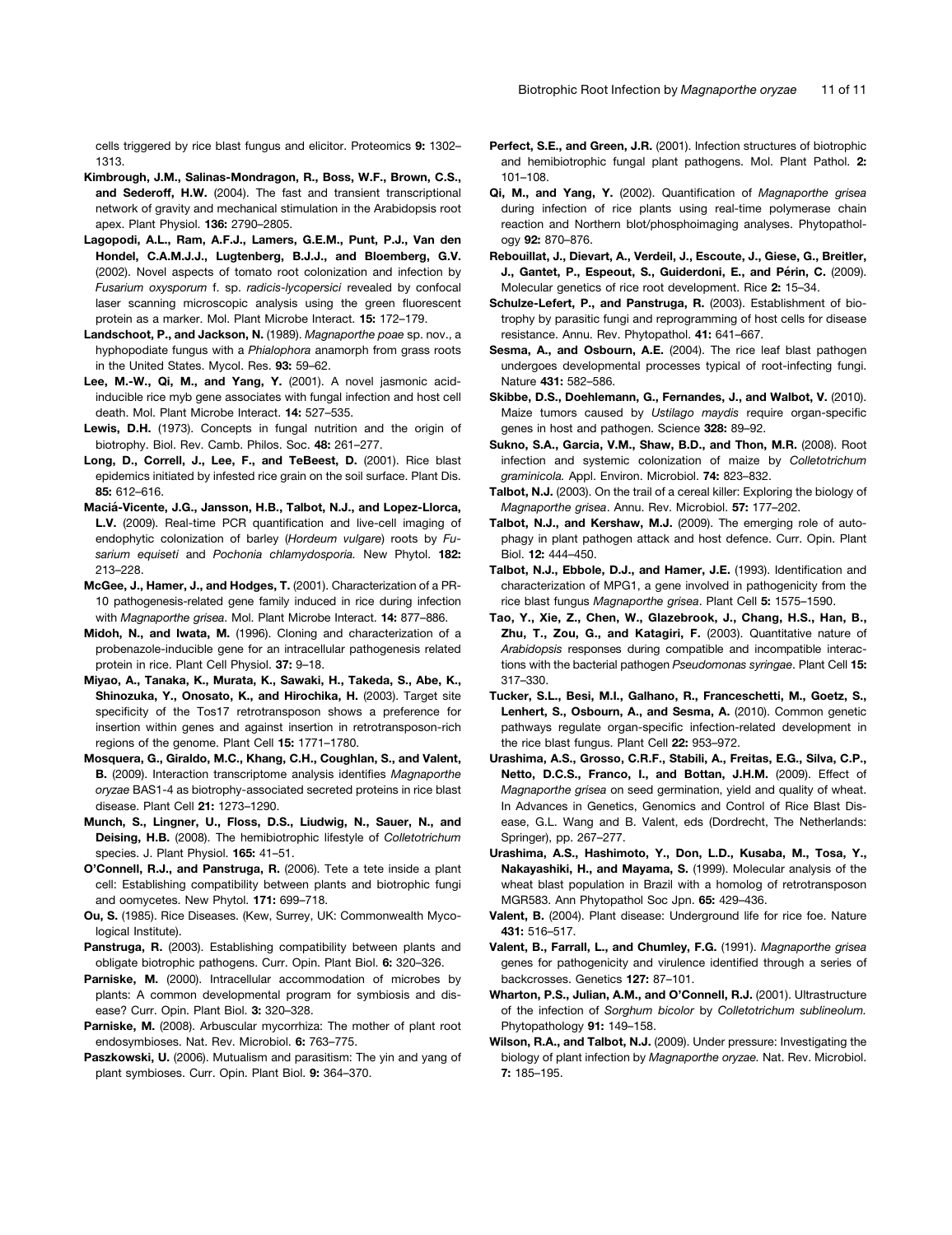cells triggered by rice blast fungus and elicitor. Proteomics **9:** 1302–1313.

**Kimbrough, J.M., Salinas-Mondragon, R., Boss, W.F., Brown, C.S., and Sederoff, H.W.** (2004). The fast and transient transcriptional network of gravity and mechanical stimulation in the Arabidopsis root apex. Plant Physiol. **136:** 2790–2805.

**Lagopodi, A.L., Ram, A.F.J., Lamers, G.E.M., Punt, P.J., Van den Hondel, C.A.M.J.J., Lugtenberg, B.J.J., and Bloemberg, G.V.** (2002). Novel aspects of tomato root colonization and infection by *Fusarium oxysporum* f. sp. *radicis-lycopersici* revealed by confocal laser scanning microscopic analysis using the green fluorescent protein as a marker. Mol. Plant Microbe Interact. **15:** 172–179.

**Landschoot, P., and Jackson, N.** (1989). *Magnaporthe poae* sp. nov., a hyphopodiate fungus with a *Phialophora* anamorph from grass roots in the United States. Mycol. Res. **93:** 59–62.

**Lee, M.-W., Qi, M., and Yang, Y.** (2001). A novel jasmonic acid-inducible rice myb gene associates with fungal infection and host cell death. Mol. Plant Microbe Interact. **14:** 527–535.

**Lewis, D.H.** (1973). Concepts in fungal nutrition and the origin of biotrophy. Biol. Rev. Camb. Philos. Soc. **48:** 261–277.

**Long, D., Correll, J., Lee, F., and TeBeest, D.** (2001). Rice blast epidemics initiated by infested rice grain on the soil surface. Plant Dis. **85:** 612–616.

**Maciá-Vicente, J.G., Jansson, H.B., Talbot, N.J., and Lopez-Llorca, L.V.** (2009). Real-time PCR quantification and live-cell imaging of endophytic colonization of barley (*Hordeum vulgare*) roots by *Fusarium equiseti* and *Pochonia chlamydosporia.* New Phytol. **182:** 213–228.

**McGee, J., Hamer, J., and Hodges, T.** (2001). Characterization of a PR-10 pathogenesis-related gene family induced in rice during infection with *Magnaporthe grisea*. Mol. Plant Microbe Interact. **14:** 877–886.

**Midoh, N., and Iwata, M.** (1996). Cloning and characterization of a probenazole-inducible gene for an intracellular pathogenesis related protein in rice. Plant Cell Physiol. **37:** 9–18.

**Miyao, A., Tanaka, K., Murata, K., Sawaki, H., Takeda, S., Abe, K., Shinozuka, Y., Onosato, K., and Hirochika, H.** (2003). Target site specificity of the Tos17 retrotransposon shows a preference for insertion within genes and against insertion in retrotransposon-rich regions of the genome. Plant Cell **15:** 1771–1780.

**Mosquera, G., Giraldo, M.C., Khang, C.H., Coughlan, S., and Valent, B.** (2009). Interaction transcriptome analysis identifies *Magnaporthe oryzae* BAS1-4 as biotrophy-associated secreted proteins in rice blast disease. Plant Cell **21:** 1273–1290.

**Munch, S., Lingner, U., Floss, D.S., Liudwig, N., Sauer, N., and Deising, H.B.** (2008). The hemibiotrophic lifestyle of *Colletotrichum* species. J. Plant Physiol. **165:** 41–51.

**O'Connell, R.J., and Panstruga, R.** (2006). Tete a tete inside a plant cell: Establishing compatibility between plants and biotrophic fungi and oomycetes. New Phytol. **171:** 699–718.

**Ou, S.** (1985). Rice Diseases. (Kew, Surrey, UK: Commonwealth Mycological Institute).

**Panstruga, R.** (2003). Establishing compatibility between plants and obligate biotrophic pathogens. Curr. Opin. Plant Biol. **6:** 320–326.

**Parniske, M.** (2000). Intracellular accommodation of microbes by plants: A common developmental program for symbiosis and disease? Curr. Opin. Plant Biol. **3:** 320–328.

**Parniske, M.** (2008). Arbuscular mycorrhiza: The mother of plant root endosymbioses. Nat. Rev. Microbiol. **6:** 763–775.

**Paszkowski, U.** (2006). Mutualism and parasitism: The yin and yang of plant symbioses. Curr. Opin. Plant Biol. **9:** 364–370.

**Perfect, S.E., and Green, J.R.** (2001). Infection structures of biotrophic and hemibiotrophic fungal plant pathogens. Mol. Plant Pathol. **2:** 101–108.

**Qi, M., and Yang, Y.** (2002). Quantification of *Magnaporthe grisea* during infection of rice plants using real-time polymerase chain reaction and Northern blot/phosphoimaging analyses. Phytopathology **92:** 870–876.

**Rebouillat, J., Dievart, A., Verdeil, J., Escoute, J., Giese, G., Breitler, J., Gantet, P., Espeout, S., Guiderdoni, E., and Périn, C.** (2009). Molecular genetics of rice root development. Rice **2:** 15–34.

**Schulze-Lefert, P., and Panstruga, R.** (2003). Establishment of biotrophy by parasitic fungi and reprogramming of host cells for disease resistance. Annu. Rev. Phytopathol. **41:** 641–667.

**Sesma, A., and Osbourn, A.E.** (2004). The rice leaf blast pathogen undergoes developmental processes typical of root-infecting fungi. Nature **431:** 582–586.

**Skibbe, D.S., Doehlemann, G., Fernandes, J., and Walbot, V.** (2010). Maize tumors caused by *Ustilago maydis* require organ-specific genes in host and pathogen. Science **328:** 89–92.

**Sukno, S.A., Garcia, V.M., Shaw, B.D., and Thon, M.R.** (2008). Root infection and systemic colonization of maize by *Colletotrichum graminicola.* Appl. Environ. Microbiol. **74:** 823–832.

**Talbot, N.J.** (2003). On the trail of a cereal killer: Exploring the biology of *Magnaporthe grisea*. Annu. Rev. Microbiol. **57:** 177–202.

**Talbot, N.J., and Kershaw, M.J.** (2009). The emerging role of autophagy in plant pathogen attack and host defence. Curr. Opin. Plant Biol. **12:** 444–450.

**Talbot, N.J., Ebbole, D.J., and Hamer, J.E.** (1993). Identification and characterization of MPG1, a gene involved in pathogenicity from the rice blast fungus *Magnaporthe grisea*. Plant Cell **5:** 1575–1590.

**Tao, Y., Xie, Z., Chen, W., Glazebrook, J., Chang, H.S., Han, B., Zhu, T., Zou, G., and Katagiri, F.** (2003). Quantitative nature of *Arabidopsis* responses during compatible and incompatible interactions with the bacterial pathogen *Pseudomonas syringae*. Plant Cell **15:** 317–330.

**Tucker, S.L., Besi, M.I., Galhano, R., Franceschetti, M., Goetz, S., Lenhert, S., Osbourn, A., and Sesma, A.** (2010). Common genetic pathways regulate organ-specific infection-related development in the rice blast fungus. Plant Cell **22:** 953–972.

**Urashima, A.S., Grosso, C.R.F., Stabili, A., Freitas, E.G., Silva, C.P., Netto, D.C.S., Franco, I., and Bottan, J.H.M.** (2009). Effect of *Magnaporthe grisea* on seed germination, yield and quality of wheat. In Advances in Genetics, Genomics and Control of Rice Blast Disease, G.L. Wang and B. Valent, eds (Dordrecht, The Netherlands: Springer), pp. 267–277.

**Urashima, A.S., Hashimoto, Y., Don, L.D., Kusaba, M., Tosa, Y., Nakayashiki, H., and Mayama, S.** (1999). Molecular analysis of the wheat blast population in Brazil with a homolog of retrotransposon MGR583. Ann Phytopathol Soc Jpn. **65:** 429–436.

**Valent, B.** (2004). Plant disease: Underground life for rice foe. Nature **431:** 516–517.

**Valent, B., Farrall, L., and Chumley, F.G.** (1991). *Magnaporthe grisea* genes for pathogenicity and virulence identified through a series of backcrosses. Genetics **127:** 87–101.

**Wharton, P.S., Julian, A.M., and O'Connell, R.J.** (2001). Ultrastructure of the infection of *Sorghum bicolor* by *Colletotrichum sublineolum.* Phytopathology **91:** 149–158.

**Wilson, R.A., and Talbot, N.J.** (2009). Under pressure: Investigating the biology of plant infection by *Magnaporthe oryzae.* Nat. Rev. Microbiol. **7:** 185–195.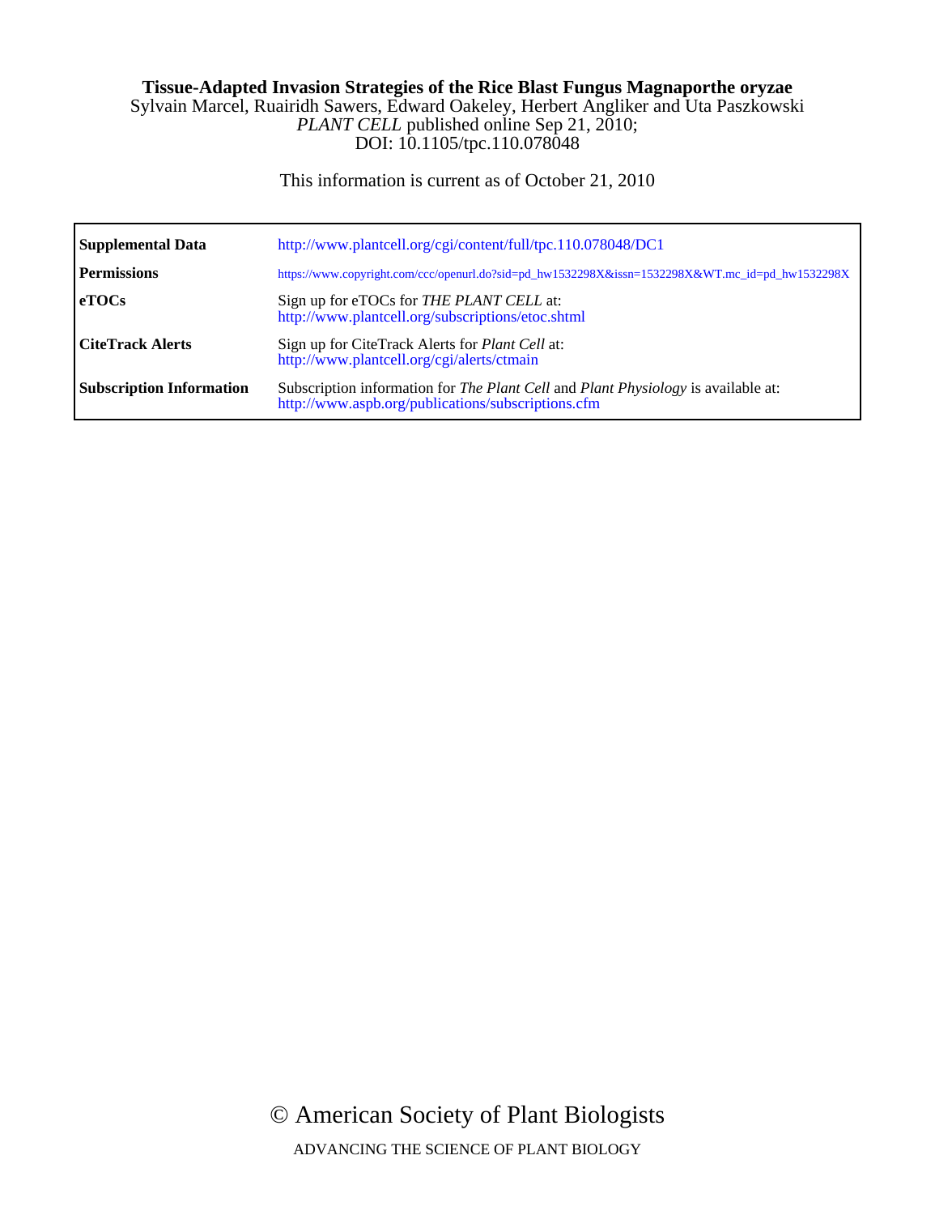**Tissue-Adapted Invasion Strategies of the Rice Blast Fungus Magnaporthe oryzae**
Sylvain Marcel, Ruairidh Sawers, Edward Oakeley, Herbert Angliker and Uta Paszkowski
*PLANT CELL* published online Sep 21, 2010;
DOI: 10.1105/tpc.110.078048

This information is current as of October 21, 2010

| | |
|---|---|
| **Supplemental Data** | http://www.plantcell.org/cgi/content/full/tpc.110.078048/DC1 |
| **Permissions** | https://www.copyright.com/ccc/openurl.do?sid=pd_hw1532298X&issn=1532298X&WT.mc_id=pd_hw1532298X |
| **eTOCs** | Sign up for eTOCs for *THE PLANT CELL* at: http://www.plantcell.org/subscriptions/etoc.shtml |
| **CiteTrack Alerts** | Sign up for CiteTrack Alerts for *Plant Cell* at: http://www.plantcell.org/cgi/alerts/ctmain |
| **Subscription Information** | Subscription information for *The Plant Cell* and *Plant Physiology* is available at: http://www.aspb.org/publications/subscriptions.cfm |

© American Society of Plant Biologists

ADVANCING THE SCIENCE OF PLANT BIOLOGY